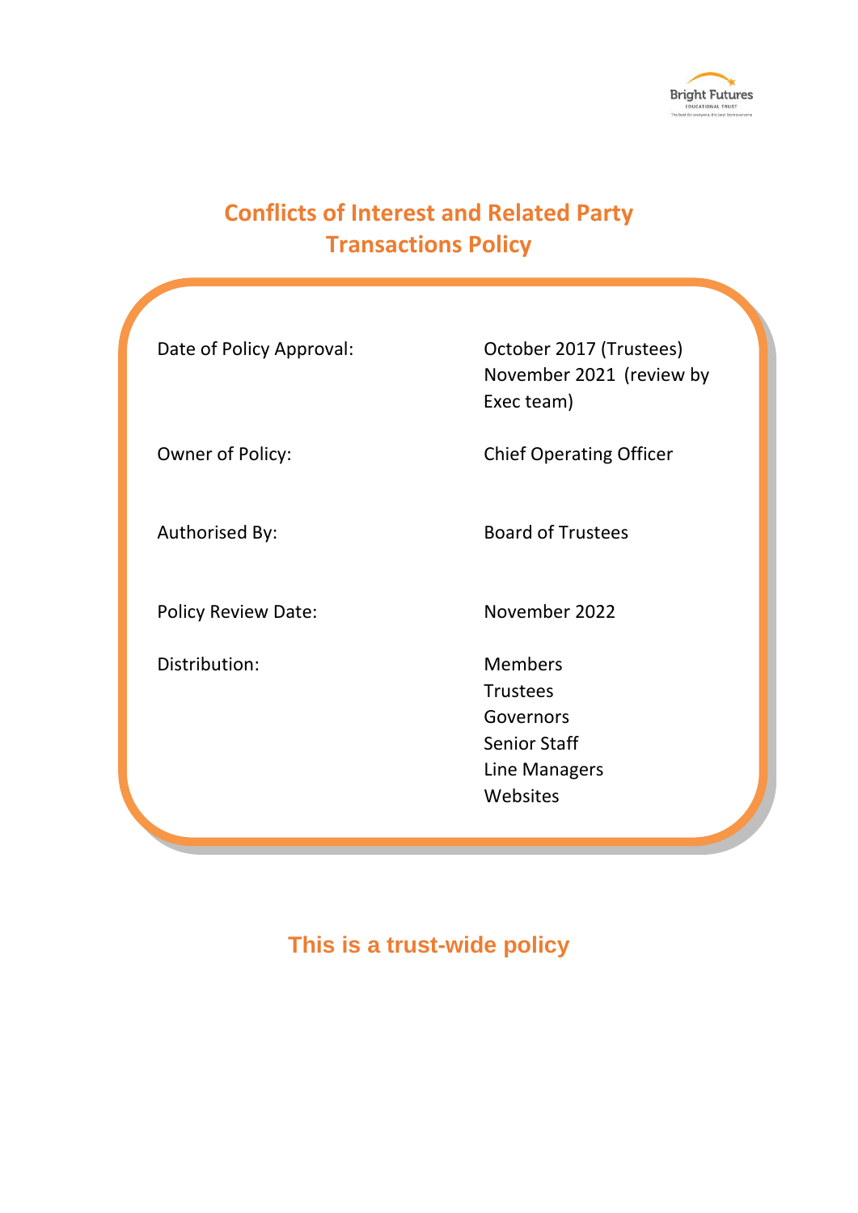# Conflicts of Interest and Related Party Transactions Policy

| | |
|---|---|
| Date of Policy Approval: | October 2017 (Trustees)<br>November 2021 (review by Exec team) |
| Owner of Policy: | Chief Operating Officer |
| Authorised By: | Board of Trustees |
| Policy Review Date: | November 2022 |
| Distribution: | Members<br>Trustees<br>Governors<br>Senior Staff<br>Line Managers<br>Websites |

## This is a trust-wide policy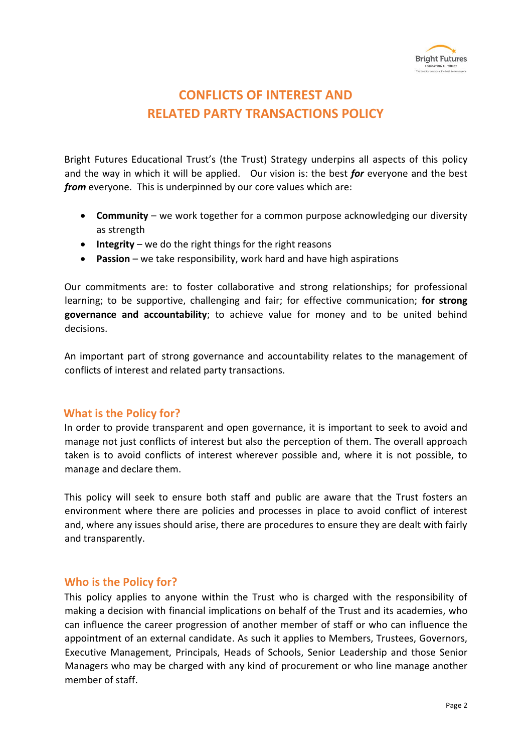# CONFLICTS OF INTEREST AND RELATED PARTY TRANSACTIONS POLICY

Bright Futures Educational Trust's (the Trust) Strategy underpins all aspects of this policy and the way in which it will be applied. Our vision is: the best ***for*** everyone and the best ***from*** everyone. This is underpinned by our core values which are:

- **Community** – we work together for a common purpose acknowledging our diversity as strength
- **Integrity** – we do the right things for the right reasons
- **Passion** – we take responsibility, work hard and have high aspirations

Our commitments are: to foster collaborative and strong relationships; for professional learning; to be supportive, challenging and fair; for effective communication; **for strong governance and accountability**; to achieve value for money and to be united behind decisions.

An important part of strong governance and accountability relates to the management of conflicts of interest and related party transactions.

## What is the Policy for?

In order to provide transparent and open governance, it is important to seek to avoid and manage not just conflicts of interest but also the perception of them. The overall approach taken is to avoid conflicts of interest wherever possible and, where it is not possible, to manage and declare them.

This policy will seek to ensure both staff and public are aware that the Trust fosters an environment where there are policies and processes in place to avoid conflict of interest and, where any issues should arise, there are procedures to ensure they are dealt with fairly and transparently.

## Who is the Policy for?

This policy applies to anyone within the Trust who is charged with the responsibility of making a decision with financial implications on behalf of the Trust and its academies, who can influence the career progression of another member of staff or who can influence the appointment of an external candidate. As such it applies to Members, Trustees, Governors, Executive Management, Principals, Heads of Schools, Senior Leadership and those Senior Managers who may be charged with any kind of procurement or who line manage another member of staff.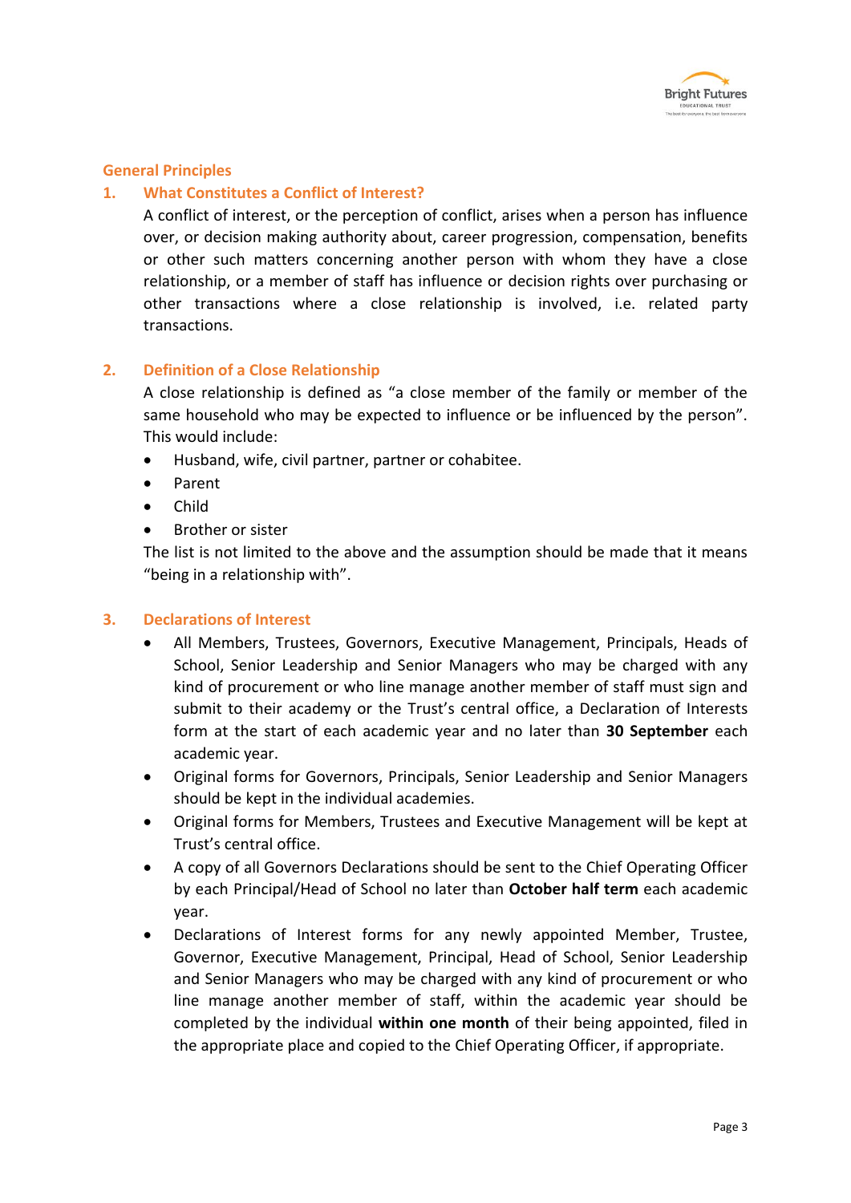## General Principles

### 1. What Constitutes a Conflict of Interest?

A conflict of interest, or the perception of conflict, arises when a person has influence over, or decision making authority about, career progression, compensation, benefits or other such matters concerning another person with whom they have a close relationship, or a member of staff has influence or decision rights over purchasing or other transactions where a close relationship is involved, i.e. related party transactions.

### 2. Definition of a Close Relationship

A close relationship is defined as "a close member of the family or member of the same household who may be expected to influence or be influenced by the person". This would include:

- Husband, wife, civil partner, partner or cohabitee.
- Parent
- Child
- Brother or sister

The list is not limited to the above and the assumption should be made that it means "being in a relationship with".

### 3. Declarations of Interest

- All Members, Trustees, Governors, Executive Management, Principals, Heads of School, Senior Leadership and Senior Managers who may be charged with any kind of procurement or who line manage another member of staff must sign and submit to their academy or the Trust's central office, a Declaration of Interests form at the start of each academic year and no later than **30 September** each academic year.
- Original forms for Governors, Principals, Senior Leadership and Senior Managers should be kept in the individual academies.
- Original forms for Members, Trustees and Executive Management will be kept at Trust's central office.
- A copy of all Governors Declarations should be sent to the Chief Operating Officer by each Principal/Head of School no later than **October half term** each academic year.
- Declarations of Interest forms for any newly appointed Member, Trustee, Governor, Executive Management, Principal, Head of School, Senior Leadership and Senior Managers who may be charged with any kind of procurement or who line manage another member of staff, within the academic year should be completed by the individual **within one month** of their being appointed, filed in the appropriate place and copied to the Chief Operating Officer, if appropriate.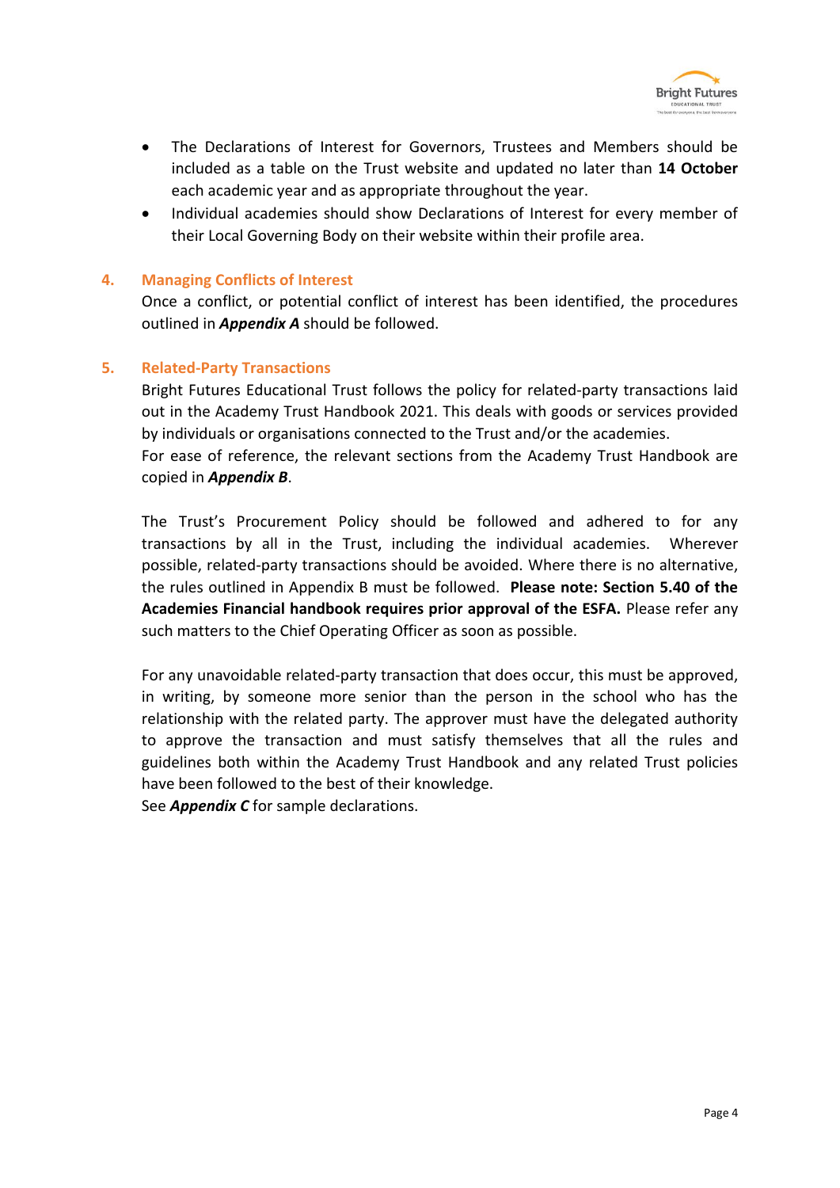- The Declarations of Interest for Governors, Trustees and Members should be included as a table on the Trust website and updated no later than **14 October** each academic year and as appropriate throughout the year.
- Individual academies should show Declarations of Interest for every member of their Local Governing Body on their website within their profile area.

## 4. Managing Conflicts of Interest

Once a conflict, or potential conflict of interest has been identified, the procedures outlined in ***Appendix A*** should be followed.

## 5. Related-Party Transactions

Bright Futures Educational Trust follows the policy for related-party transactions laid out in the Academy Trust Handbook 2021. This deals with goods or services provided by individuals or organisations connected to the Trust and/or the academies.
For ease of reference, the relevant sections from the Academy Trust Handbook are copied in ***Appendix B***.

The Trust's Procurement Policy should be followed and adhered to for any transactions by all in the Trust, including the individual academies. Wherever possible, related-party transactions should be avoided. Where there is no alternative, the rules outlined in Appendix B must be followed. **Please note: Section 5.40 of the Academies Financial handbook requires prior approval of the ESFA.** Please refer any such matters to the Chief Operating Officer as soon as possible.

For any unavoidable related-party transaction that does occur, this must be approved, in writing, by someone more senior than the person in the school who has the relationship with the related party. The approver must have the delegated authority to approve the transaction and must satisfy themselves that all the rules and guidelines both within the Academy Trust Handbook and any related Trust policies have been followed to the best of their knowledge.
See ***Appendix C*** for sample declarations.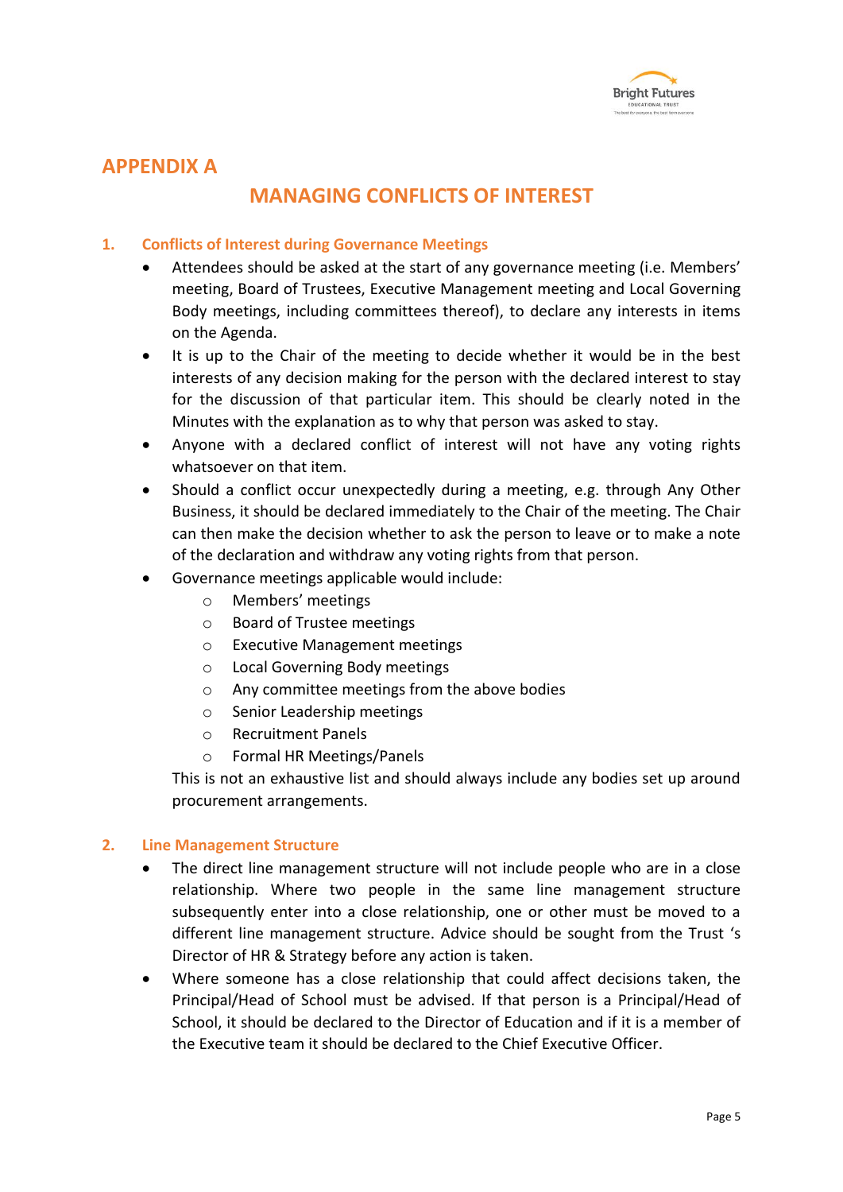## APPENDIX A

# MANAGING CONFLICTS OF INTEREST

### 1. Conflicts of Interest during Governance Meetings

- Attendees should be asked at the start of any governance meeting (i.e. Members' meeting, Board of Trustees, Executive Management meeting and Local Governing Body meetings, including committees thereof), to declare any interests in items on the Agenda.
- It is up to the Chair of the meeting to decide whether it would be in the best interests of any decision making for the person with the declared interest to stay for the discussion of that particular item. This should be clearly noted in the Minutes with the explanation as to why that person was asked to stay.
- Anyone with a declared conflict of interest will not have any voting rights whatsoever on that item.
- Should a conflict occur unexpectedly during a meeting, e.g. through Any Other Business, it should be declared immediately to the Chair of the meeting. The Chair can then make the decision whether to ask the person to leave or to make a note of the declaration and withdraw any voting rights from that person.
- Governance meetings applicable would include:
    - Members' meetings
    - Board of Trustee meetings
    - Executive Management meetings
    - Local Governing Body meetings
    - Any committee meetings from the above bodies
    - Senior Leadership meetings
    - Recruitment Panels
    - Formal HR Meetings/Panels

  This is not an exhaustive list and should always include any bodies set up around procurement arrangements.

### 2. Line Management Structure

- The direct line management structure will not include people who are in a close relationship. Where two people in the same line management structure subsequently enter into a close relationship, one or other must be moved to a different line management structure. Advice should be sought from the Trust 's Director of HR & Strategy before any action is taken.
- Where someone has a close relationship that could affect decisions taken, the Principal/Head of School must be advised. If that person is a Principal/Head of School, it should be declared to the Director of Education and if it is a member of the Executive team it should be declared to the Chief Executive Officer.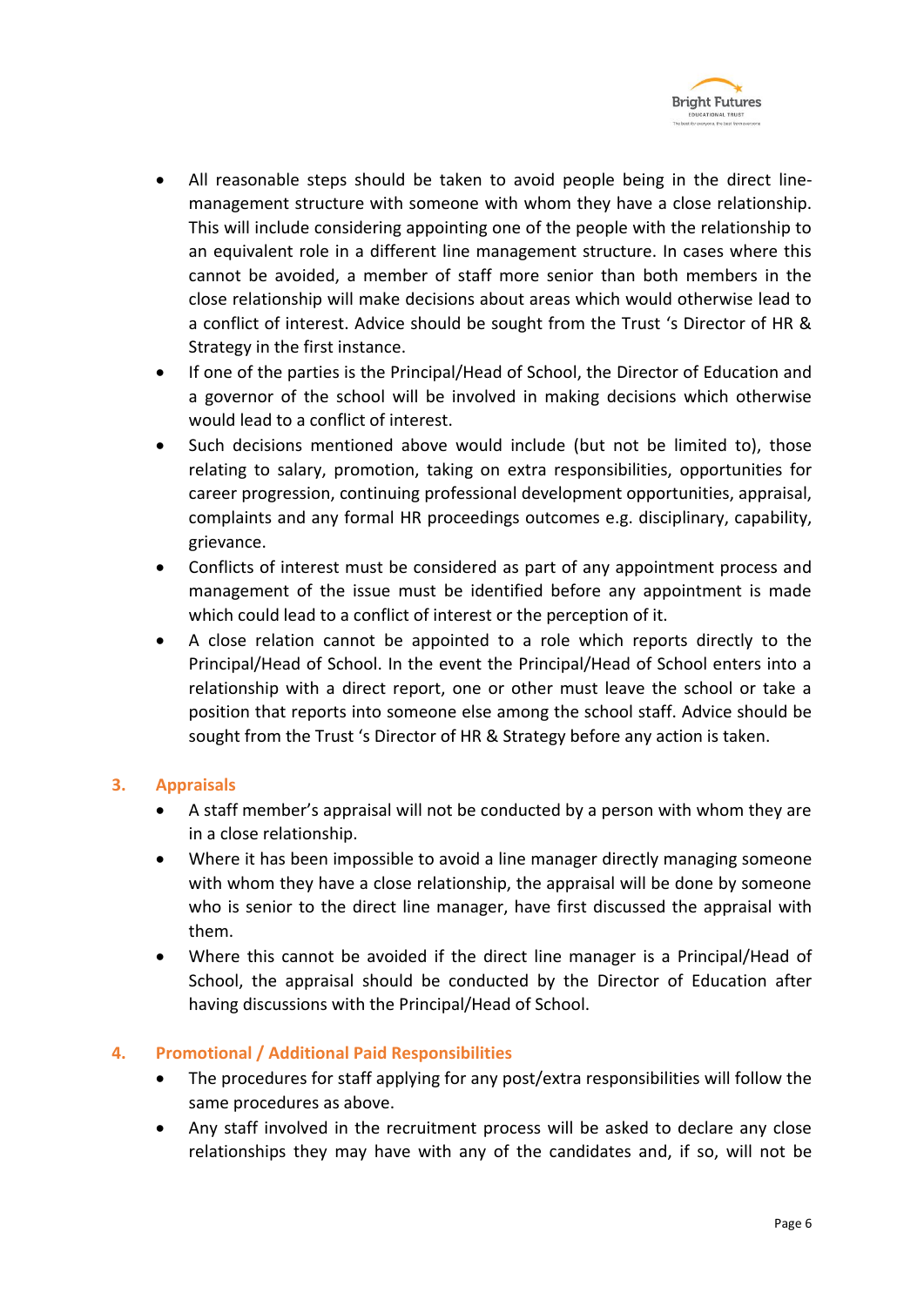- All reasonable steps should be taken to avoid people being in the direct line-management structure with someone with whom they have a close relationship. This will include considering appointing one of the people with the relationship to an equivalent role in a different line management structure. In cases where this cannot be avoided, a member of staff more senior than both members in the close relationship will make decisions about areas which would otherwise lead to a conflict of interest. Advice should be sought from the Trust 's Director of HR & Strategy in the first instance.
- If one of the parties is the Principal/Head of School, the Director of Education and a governor of the school will be involved in making decisions which otherwise would lead to a conflict of interest.
- Such decisions mentioned above would include (but not be limited to), those relating to salary, promotion, taking on extra responsibilities, opportunities for career progression, continuing professional development opportunities, appraisal, complaints and any formal HR proceedings outcomes e.g. disciplinary, capability, grievance.
- Conflicts of interest must be considered as part of any appointment process and management of the issue must be identified before any appointment is made which could lead to a conflict of interest or the perception of it.
- A close relation cannot be appointed to a role which reports directly to the Principal/Head of School. In the event the Principal/Head of School enters into a relationship with a direct report, one or other must leave the school or take a position that reports into someone else among the school staff. Advice should be sought from the Trust 's Director of HR & Strategy before any action is taken.

## 3. Appraisals

- A staff member's appraisal will not be conducted by a person with whom they are in a close relationship.
- Where it has been impossible to avoid a line manager directly managing someone with whom they have a close relationship, the appraisal will be done by someone who is senior to the direct line manager, have first discussed the appraisal with them.
- Where this cannot be avoided if the direct line manager is a Principal/Head of School, the appraisal should be conducted by the Director of Education after having discussions with the Principal/Head of School.

## 4. Promotional / Additional Paid Responsibilities

- The procedures for staff applying for any post/extra responsibilities will follow the same procedures as above.
- Any staff involved in the recruitment process will be asked to declare any close relationships they may have with any of the candidates and, if so, will not be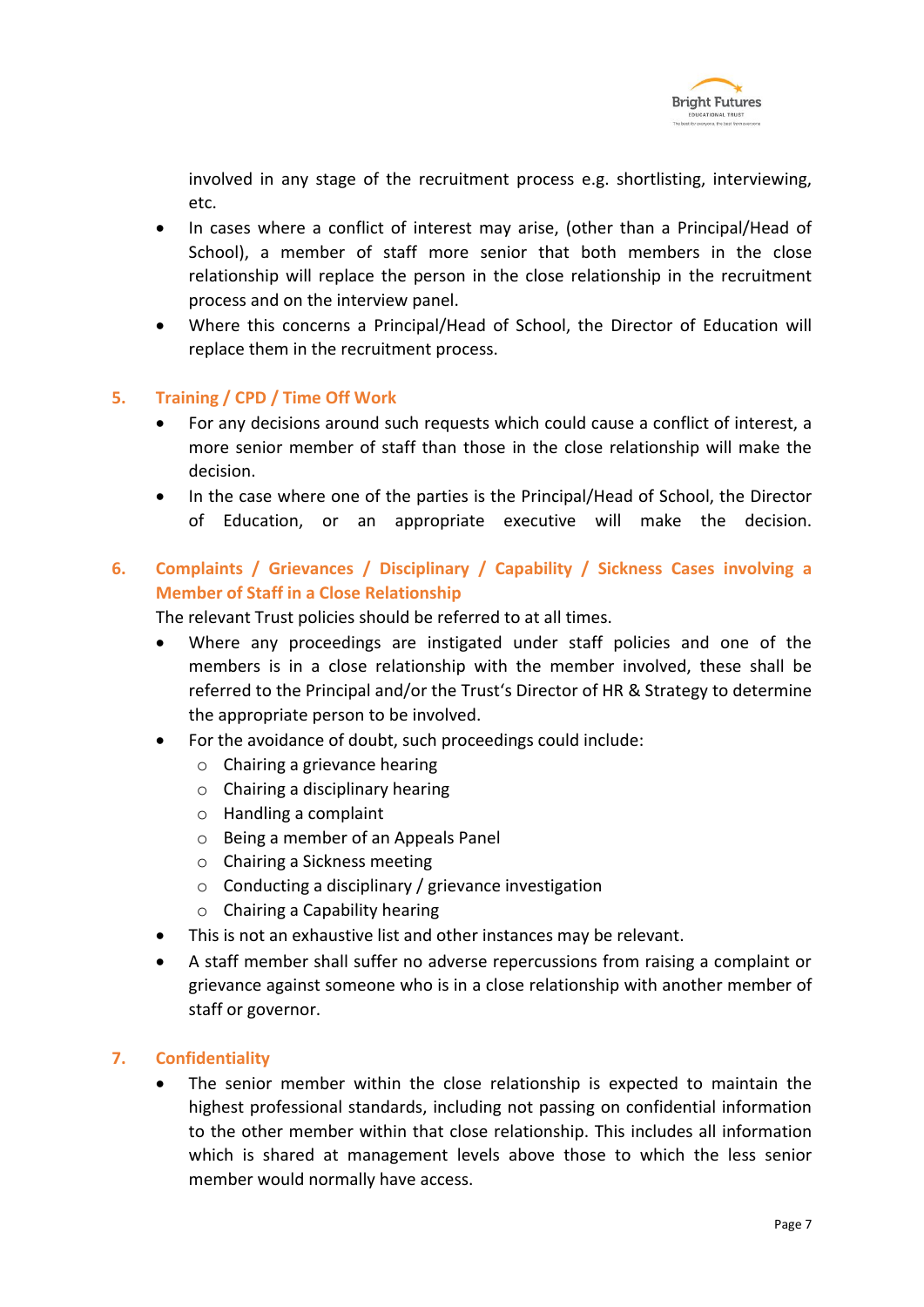involved in any stage of the recruitment process e.g. shortlisting, interviewing, etc.

- In cases where a conflict of interest may arise, (other than a Principal/Head of School), a member of staff more senior that both members in the close relationship will replace the person in the close relationship in the recruitment process and on the interview panel.
- Where this concerns a Principal/Head of School, the Director of Education will replace them in the recruitment process.

## 5. Training / CPD / Time Off Work

- For any decisions around such requests which could cause a conflict of interest, a more senior member of staff than those in the close relationship will make the decision.
- In the case where one of the parties is the Principal/Head of School, the Director of Education, or an appropriate executive will make the decision.

## 6. Complaints / Grievances / Disciplinary / Capability / Sickness Cases involving a Member of Staff in a Close Relationship

The relevant Trust policies should be referred to at all times.

- Where any proceedings are instigated under staff policies and one of the members is in a close relationship with the member involved, these shall be referred to the Principal and/or the Trust's Director of HR & Strategy to determine the appropriate person to be involved.
- For the avoidance of doubt, such proceedings could include:
  - Chairing a grievance hearing
  - Chairing a disciplinary hearing
  - Handling a complaint
  - Being a member of an Appeals Panel
  - Chairing a Sickness meeting
  - Conducting a disciplinary / grievance investigation
  - Chairing a Capability hearing
- This is not an exhaustive list and other instances may be relevant.
- A staff member shall suffer no adverse repercussions from raising a complaint or grievance against someone who is in a close relationship with another member of staff or governor.

## 7. Confidentiality

- The senior member within the close relationship is expected to maintain the highest professional standards, including not passing on confidential information to the other member within that close relationship. This includes all information which is shared at management levels above those to which the less senior member would normally have access.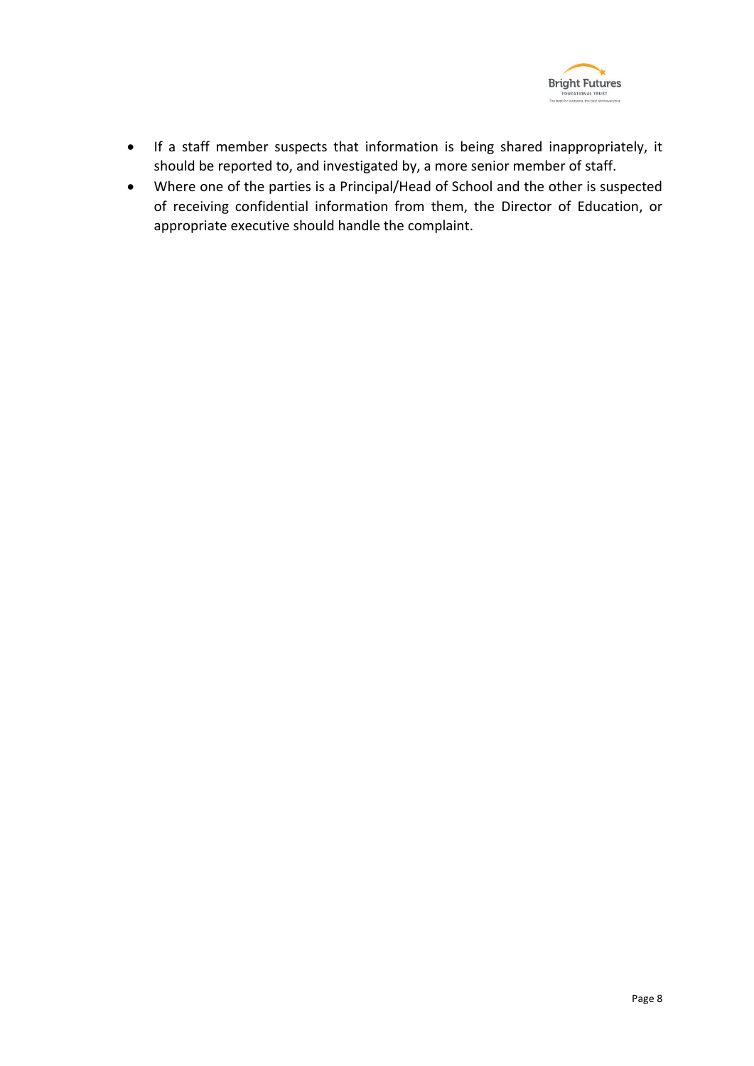- If a staff member suspects that information is being shared inappropriately, it should be reported to, and investigated by, a more senior member of staff.
- Where one of the parties is a Principal/Head of School and the other is suspected of receiving confidential information from them, the Director of Education, or appropriate executive should handle the complaint.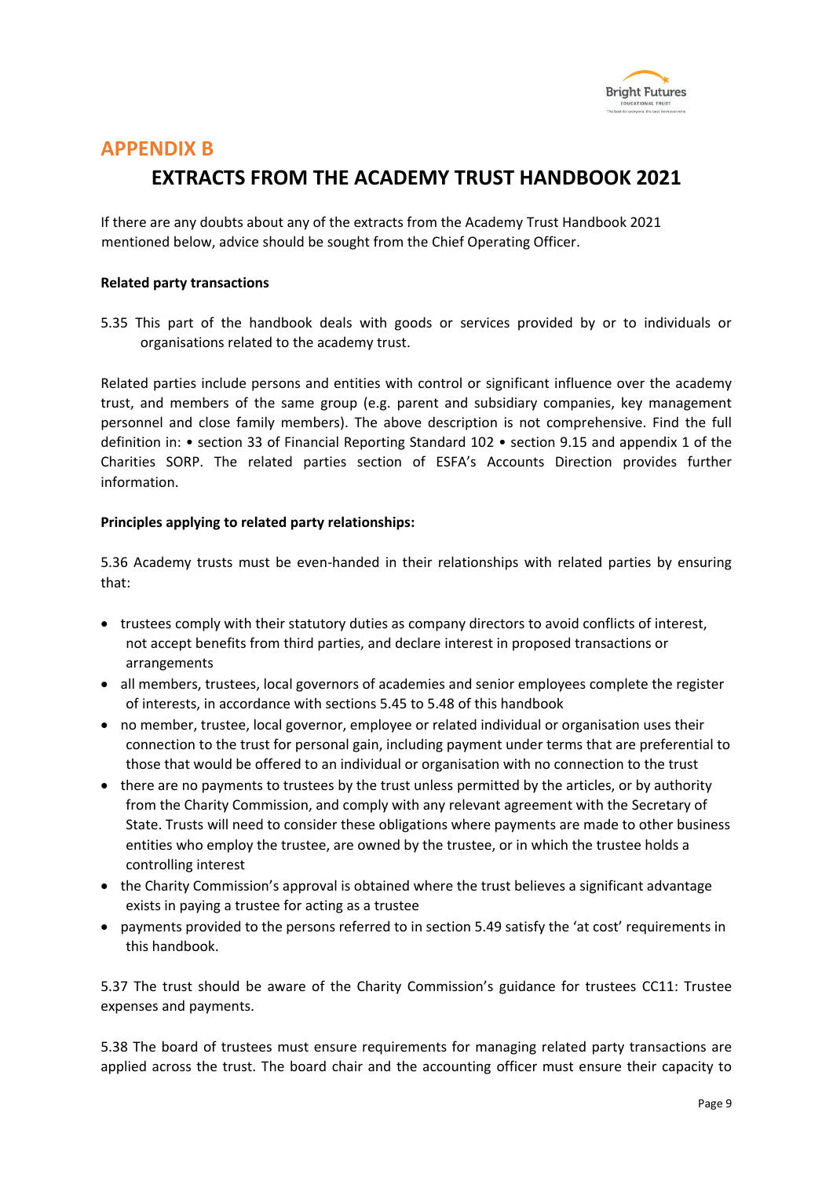## APPENDIX B

## EXTRACTS FROM THE ACADEMY TRUST HANDBOOK 2021

If there are any doubts about any of the extracts from the Academy Trust Handbook 2021 mentioned below, advice should be sought from the Chief Operating Officer.

**Related party transactions**

5.35 This part of the handbook deals with goods or services provided by or to individuals or organisations related to the academy trust.

Related parties include persons and entities with control or significant influence over the academy trust, and members of the same group (e.g. parent and subsidiary companies, key management personnel and close family members). The above description is not comprehensive. Find the full definition in: • section 33 of Financial Reporting Standard 102 • section 9.15 and appendix 1 of the Charities SORP. The related parties section of ESFA's Accounts Direction provides further information.

**Principles applying to related party relationships:**

5.36 Academy trusts must be even-handed in their relationships with related parties by ensuring that:

- trustees comply with their statutory duties as company directors to avoid conflicts of interest, not accept benefits from third parties, and declare interest in proposed transactions or arrangements
- all members, trustees, local governors of academies and senior employees complete the register of interests, in accordance with sections 5.45 to 5.48 of this handbook
- no member, trustee, local governor, employee or related individual or organisation uses their connection to the trust for personal gain, including payment under terms that are preferential to those that would be offered to an individual or organisation with no connection to the trust
- there are no payments to trustees by the trust unless permitted by the articles, or by authority from the Charity Commission, and comply with any relevant agreement with the Secretary of State. Trusts will need to consider these obligations where payments are made to other business entities who employ the trustee, are owned by the trustee, or in which the trustee holds a controlling interest
- the Charity Commission's approval is obtained where the trust believes a significant advantage exists in paying a trustee for acting as a trustee
- payments provided to the persons referred to in section 5.49 satisfy the 'at cost' requirements in this handbook.

5.37 The trust should be aware of the Charity Commission's guidance for trustees CC11: Trustee expenses and payments.

5.38 The board of trustees must ensure requirements for managing related party transactions are applied across the trust. The board chair and the accounting officer must ensure their capacity to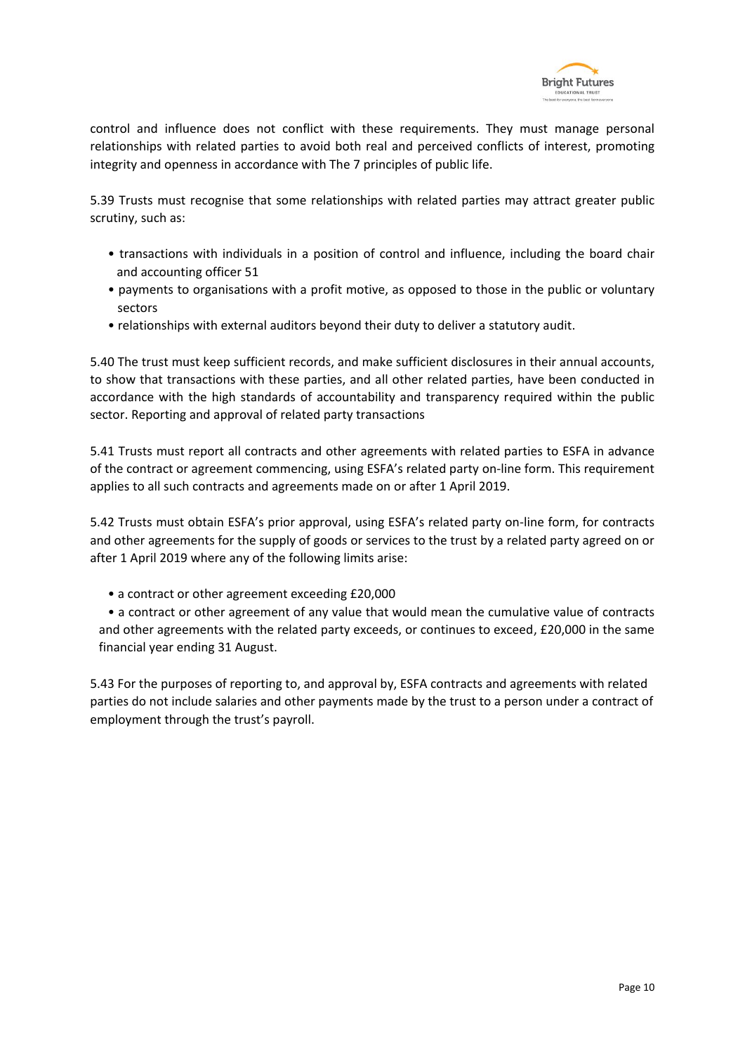control and influence does not conflict with these requirements. They must manage personal relationships with related parties to avoid both real and perceived conflicts of interest, promoting integrity and openness in accordance with The 7 principles of public life.

5.39 Trusts must recognise that some relationships with related parties may attract greater public scrutiny, such as:

- transactions with individuals in a position of control and influence, including the board chair and accounting officer 51
- payments to organisations with a profit motive, as opposed to those in the public or voluntary sectors
- relationships with external auditors beyond their duty to deliver a statutory audit.

5.40 The trust must keep sufficient records, and make sufficient disclosures in their annual accounts, to show that transactions with these parties, and all other related parties, have been conducted in accordance with the high standards of accountability and transparency required within the public sector. Reporting and approval of related party transactions

5.41 Trusts must report all contracts and other agreements with related parties to ESFA in advance of the contract or agreement commencing, using ESFA's related party on-line form. This requirement applies to all such contracts and agreements made on or after 1 April 2019.

5.42 Trusts must obtain ESFA's prior approval, using ESFA's related party on-line form, for contracts and other agreements for the supply of goods or services to the trust by a related party agreed on or after 1 April 2019 where any of the following limits arise:

- a contract or other agreement exceeding £20,000
- a contract or other agreement of any value that would mean the cumulative value of contracts and other agreements with the related party exceeds, or continues to exceed, £20,000 in the same financial year ending 31 August.

5.43 For the purposes of reporting to, and approval by, ESFA contracts and agreements with related parties do not include salaries and other payments made by the trust to a person under a contract of employment through the trust's payroll.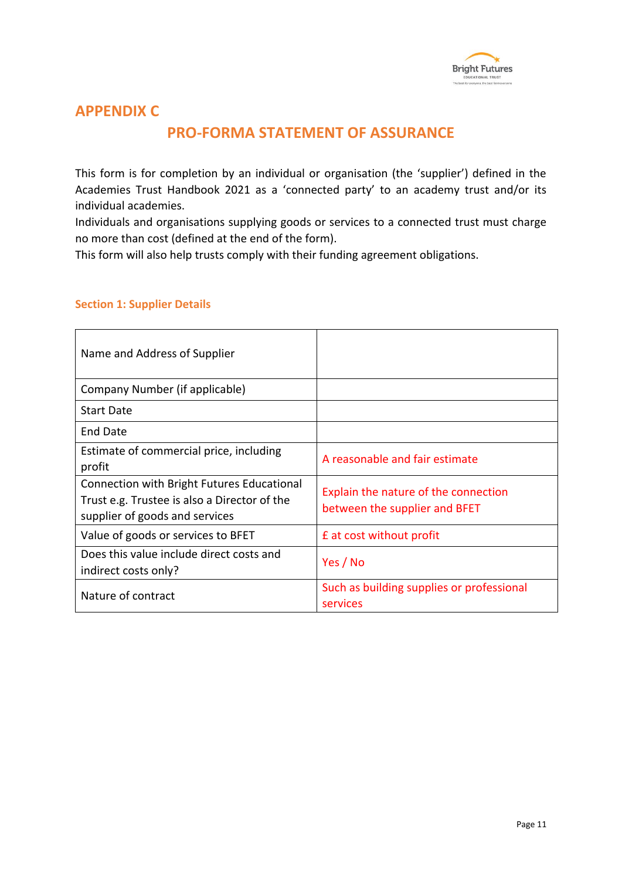# APPENDIX C

## PRO-FORMA STATEMENT OF ASSURANCE

This form is for completion by an individual or organisation (the 'supplier') defined in the Academies Trust Handbook 2021 as a 'connected party' to an academy trust and/or its individual academies.
Individuals and organisations supplying goods or services to a connected trust must charge no more than cost (defined at the end of the form).
This form will also help trusts comply with their funding agreement obligations.

### Section 1: Supplier Details

| | |
|---|---|
| Name and Address of Supplier | |
| Company Number (if applicable) | |
| Start Date | |
| End Date | |
| Estimate of commercial price, including profit | A reasonable and fair estimate |
| Connection with Bright Futures Educational Trust e.g. Trustee is also a Director of the supplier of goods and services | Explain the nature of the connection between the supplier and BFET |
| Value of goods or services to BFET | £ at cost without profit |
| Does this value include direct costs and indirect costs only? | Yes / No |
| Nature of contract | Such as building supplies or professional services |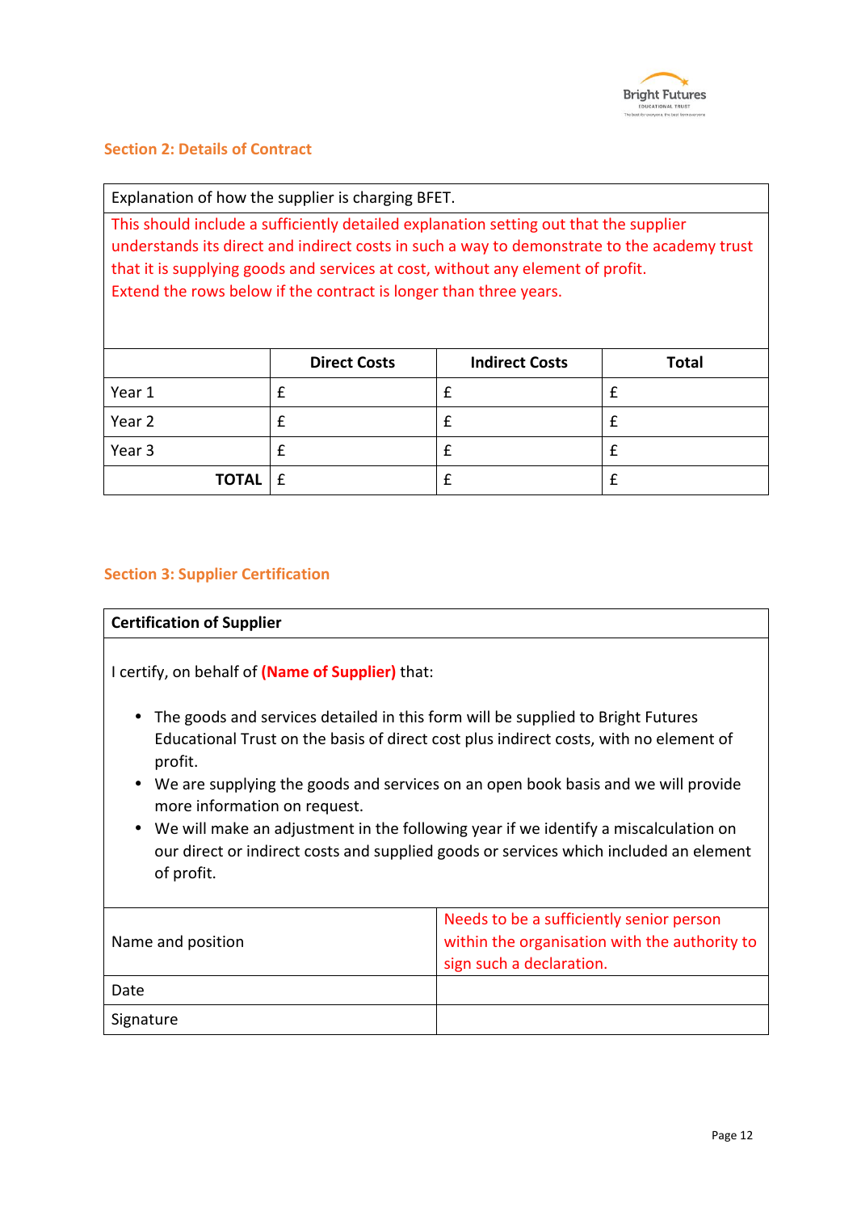## Section 2: Details of Contract

| Explanation of how the supplier is charging BFET. | | | |
|---|---|---|---|
| This should include a sufficiently detailed explanation setting out that the supplier understands its direct and indirect costs in such a way to demonstrate to the academy trust that it is supplying goods and services at cost, without any element of profit. Extend the rows below if the contract is longer than three years. | | | |
| | **Direct Costs** | **Indirect Costs** | **Total** |
| Year 1 | £ | £ | £ |
| Year 2 | £ | £ | £ |
| Year 3 | £ | £ | £ |
| **TOTAL** | £ | £ | £ |

## Section 3: Supplier Certification

**Certification of Supplier**

I certify, on behalf of **(Name of Supplier)** that:

- The goods and services detailed in this form will be supplied to Bright Futures Educational Trust on the basis of direct cost plus indirect costs, with no element of profit.
- We are supplying the goods and services on an open book basis and we will provide more information on request.
- We will make an adjustment in the following year if we identify a miscalculation on our direct or indirect costs and supplied goods or services which included an element of profit.

| Name and position | Needs to be a sufficiently senior person within the organisation with the authority to sign such a declaration. |
|---|---|
| Date | |
| Signature | |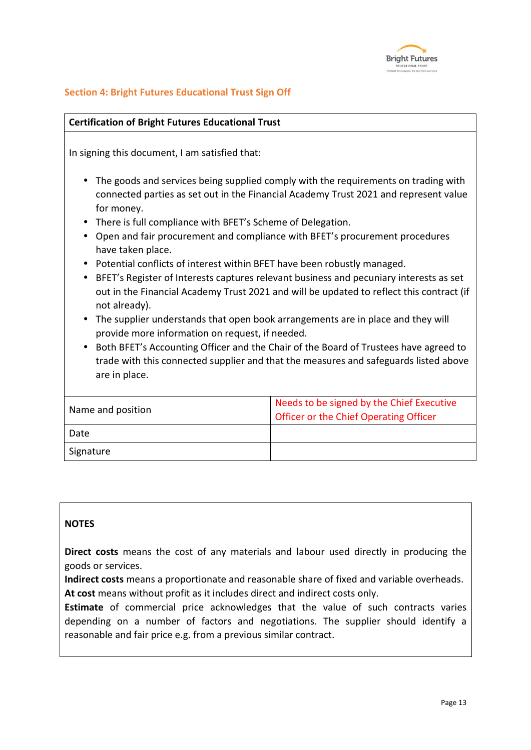## Section 4: Bright Futures Educational Trust Sign Off

**Certification of Bright Futures Educational Trust**

In signing this document, I am satisfied that:

- The goods and services being supplied comply with the requirements on trading with connected parties as set out in the Financial Academy Trust 2021 and represent value for money.
- There is full compliance with BFET's Scheme of Delegation.
- Open and fair procurement and compliance with BFET's procurement procedures have taken place.
- Potential conflicts of interest within BFET have been robustly managed.
- BFET's Register of Interests captures relevant business and pecuniary interests as set out in the Financial Academy Trust 2021 and will be updated to reflect this contract (if not already).
- The supplier understands that open book arrangements are in place and they will provide more information on request, if needed.
- Both BFET's Accounting Officer and the Chair of the Board of Trustees have agreed to trade with this connected supplier and that the measures and safeguards listed above are in place.

| | |
|---|---|
| Name and position | Needs to be signed by the Chief Executive Officer or the Chief Operating Officer |
| Date | |
| Signature | |

**NOTES**

**Direct costs** means the cost of any materials and labour used directly in producing the goods or services.
**Indirect costs** means a proportionate and reasonable share of fixed and variable overheads.
**At cost** means without profit as it includes direct and indirect costs only.
**Estimate** of commercial price acknowledges that the value of such contracts varies depending on a number of factors and negotiations. The supplier should identify a reasonable and fair price e.g. from a previous similar contract.